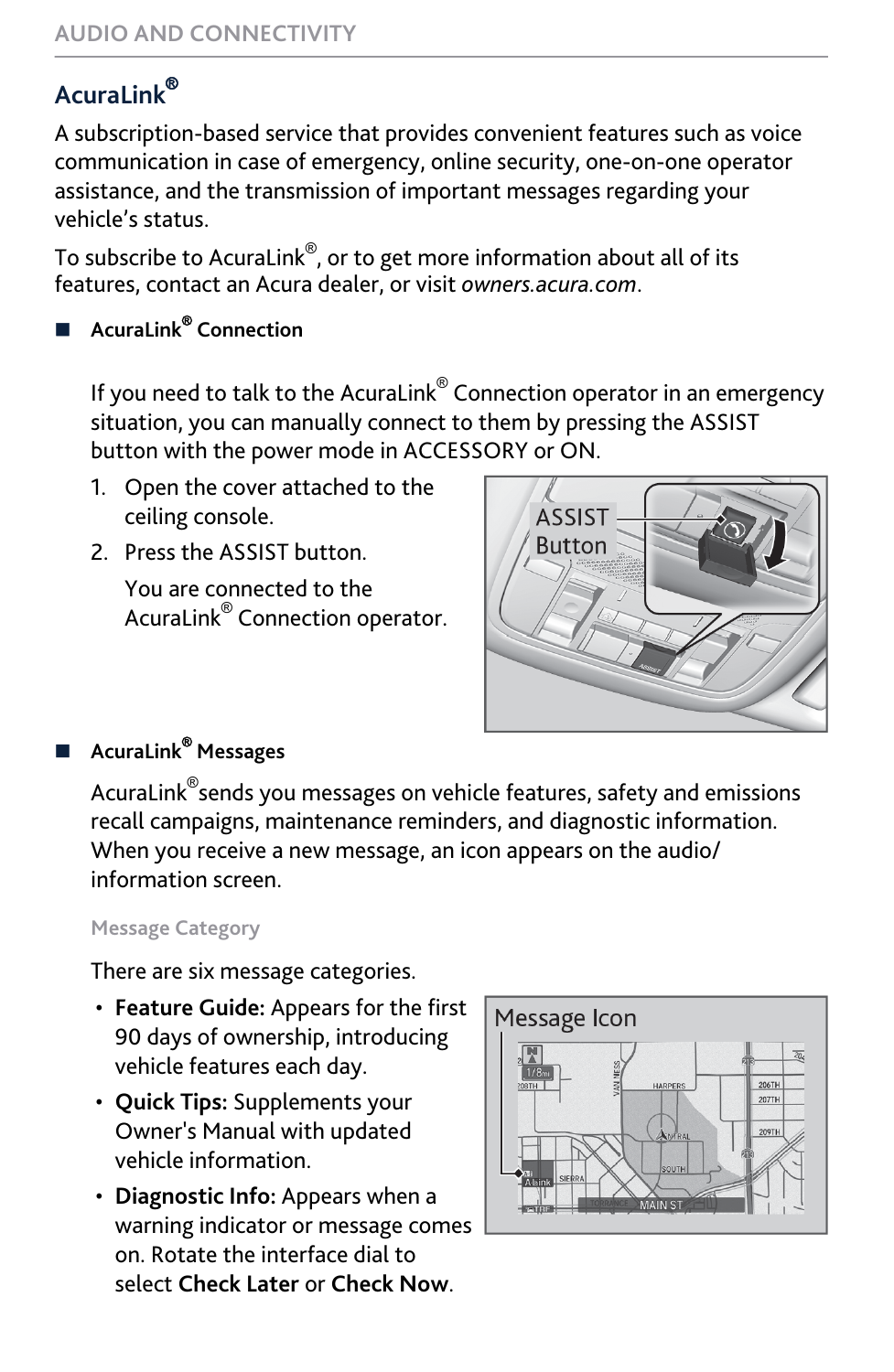## AcuraLink®

A subscription-based service that provides convenient features such as voice communication in case of emergency, online security, one-on-one operator assistance, and the transmission of important messages regarding your vehicle's status.

To subscribe to AcuraLink®, or to get more information about all of its features, contact an Acura dealer, or visit *owners.acura.com*.

### AcuraLink® Connection

If you need to talk to the AcuraLink® Connection operator in an emergency situation, you can manually connect to them by pressing the ASSIST button with the power mode in ACCESSORY or ON.

1. Open the cover attached to the ceiling console.
2. Press the ASSIST button.

   You are connected to the AcuraLink® Connection operator.

ASSIST Button

### AcuraLink® Messages

AcuraLink® sends you messages on vehicle features, safety and emissions recall campaigns, maintenance reminders, and diagnostic information. When you receive a new message, an icon appears on the audio/information screen.

#### Message Category

There are six message categories.

- **Feature Guide:** Appears for the first 90 days of ownership, introducing vehicle features each day.
- **Quick Tips:** Supplements your Owner's Manual with updated vehicle information.
- **Diagnostic Info:** Appears when a warning indicator or message comes on. Rotate the interface dial to select **Check Later** or **Check Now**.

Message Icon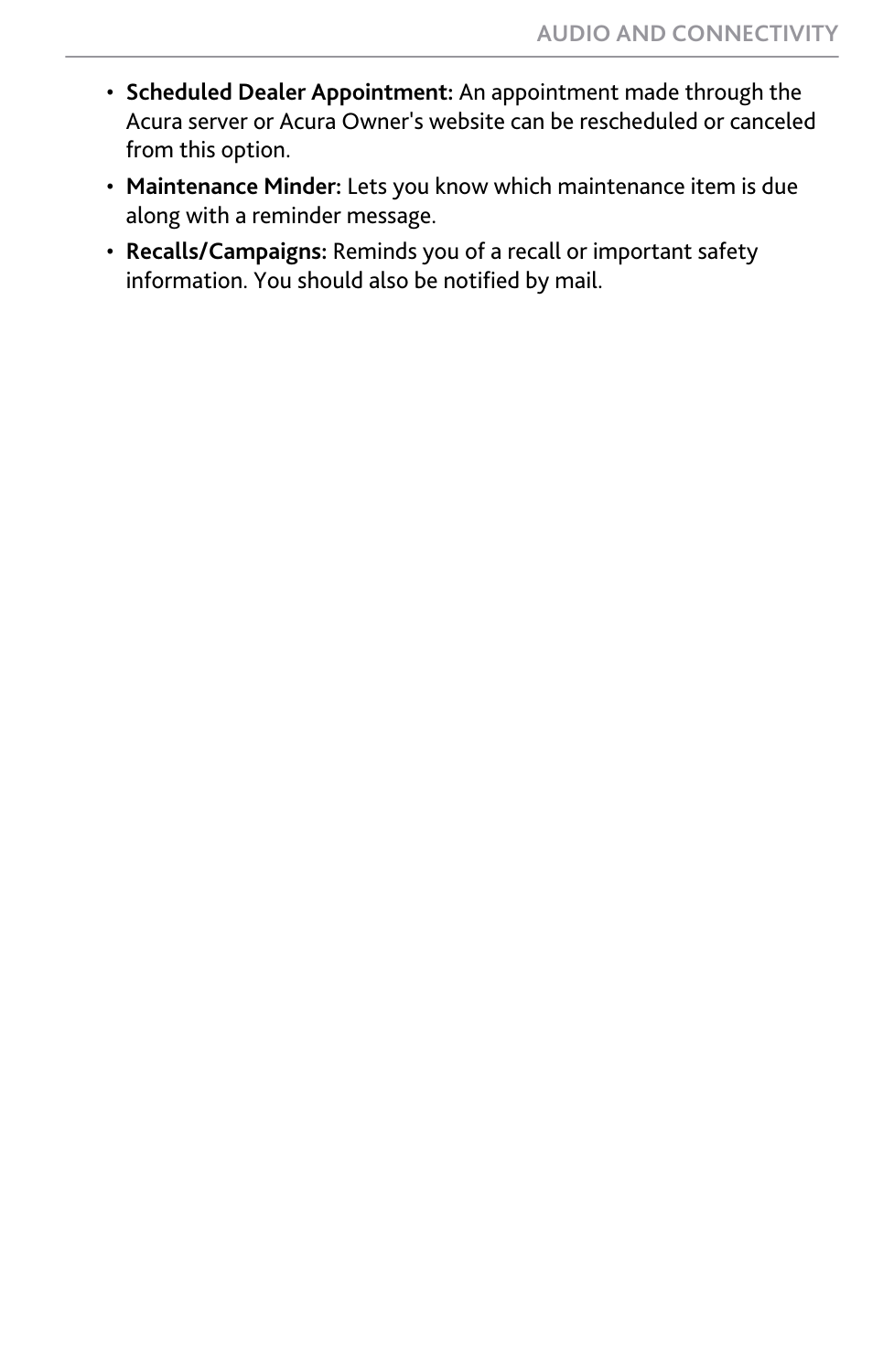- **Scheduled Dealer Appointment:** An appointment made through the Acura server or Acura Owner's website can be rescheduled or canceled from this option.
- **Maintenance Minder:** Lets you know which maintenance item is due along with a reminder message.
- **Recalls/Campaigns:** Reminds you of a recall or important safety information. You should also be notified by mail.